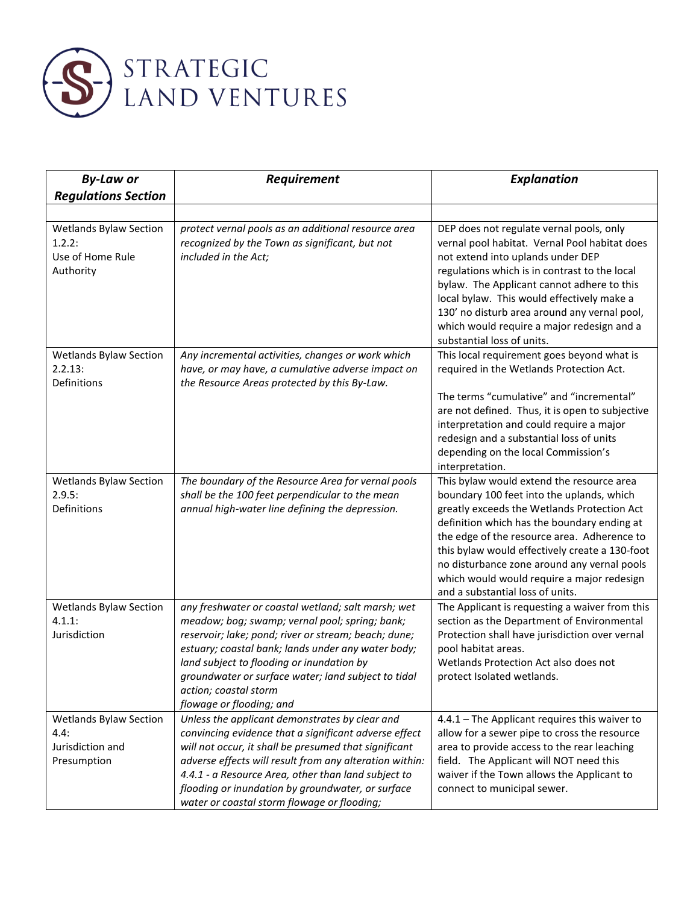# STRATEGIC LAND VENTURES

| *By-Law or Regulations Section* | *Requirement* | *Explanation* |
|---|---|---|
| | | |
| Wetlands Bylaw Section 1.2.2: Use of Home Rule Authority | *protect vernal pools as an additional resource area recognized by the Town as significant, but not included in the Act;* | DEP does not regulate vernal pools, only vernal pool habitat. Vernal Pool habitat does not extend into uplands under DEP regulations which is in contrast to the local bylaw. The Applicant cannot adhere to this local bylaw. This would effectively make a 130' no disturb area around any vernal pool, which would require a major redesign and a substantial loss of units. |
| Wetlands Bylaw Section 2.2.13: Definitions | *Any incremental activities, changes or work which have, or may have, a cumulative adverse impact on the Resource Areas protected by this By-Law.* | This local requirement goes beyond what is required in the Wetlands Protection Act.<br><br>The terms "cumulative" and "incremental" are not defined. Thus, it is open to subjective interpretation and could require a major redesign and a substantial loss of units depending on the local Commission's interpretation. |
| Wetlands Bylaw Section 2.9.5: Definitions | *The boundary of the Resource Area for vernal pools shall be the 100 feet perpendicular to the mean annual high-water line defining the depression.* | This bylaw would extend the resource area boundary 100 feet into the uplands, which greatly exceeds the Wetlands Protection Act definition which has the boundary ending at the edge of the resource area. Adherence to this bylaw would effectively create a 130-foot no disturbance zone around any vernal pools which would would require a major redesign and a substantial loss of units. |
| Wetlands Bylaw Section 4.1.1: Jurisdiction | *any freshwater or coastal wetland; salt marsh; wet meadow; bog; swamp; vernal pool; spring; bank; reservoir; lake; pond; river or stream; beach; dune; estuary; coastal bank; lands under any water body; land subject to flooding or inundation by groundwater or surface water; land subject to tidal action; coastal storm flowage or flooding; and* | The Applicant is requesting a waiver from this section as the Department of Environmental Protection shall have jurisdiction over vernal pool habitat areas.<br>Wetlands Protection Act also does not protect Isolated wetlands. |
| Wetlands Bylaw Section 4.4: Jurisdiction and Presumption | *Unless the applicant demonstrates by clear and convincing evidence that a significant adverse effect will not occur, it shall be presumed that significant adverse effects will result from any alteration within: 4.4.1 - a Resource Area, other than land subject to flooding or inundation by groundwater, or surface water or coastal storm flowage or flooding;* | 4.4.1 – The Applicant requires this waiver to allow for a sewer pipe to cross the resource area to provide access to the rear leaching field. The Applicant will NOT need this waiver if the Town allows the Applicant to connect to municipal sewer. |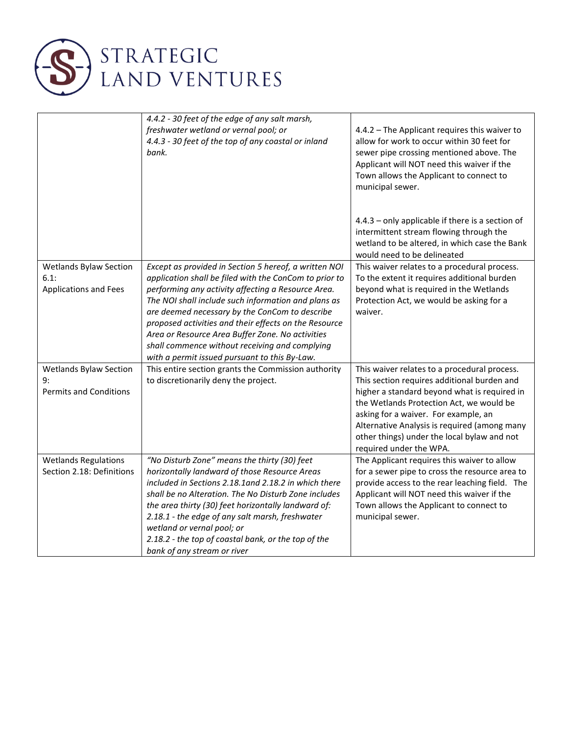| | | |
|---|---|---|
| | *4.4.2 - 30 feet of the edge of any salt marsh, freshwater wetland or vernal pool; or*<br>*4.4.3 - 30 feet of the top of any coastal or inland bank.* | 4.4.2 – The Applicant requires this waiver to allow for work to occur within 30 feet for sewer pipe crossing mentioned above. The Applicant will NOT need this waiver if the Town allows the Applicant to connect to municipal sewer.<br><br>4.4.3 – only applicable if there is a section of intermittent stream flowing through the wetland to be altered, in which case the Bank would need to be delineated |
| Wetlands Bylaw Section 6.1: Applications and Fees | *Except as provided in Section 5 hereof, a written NOI application shall be filed with the ConCom to prior to performing any activity affecting a Resource Area. The NOI shall include such information and plans as are deemed necessary by the ConCom to describe proposed activities and their effects on the Resource Area or Resource Area Buffer Zone. No activities shall commence without receiving and complying with a permit issued pursuant to this By-Law.* | This waiver relates to a procedural process. To the extent it requires additional burden beyond what is required in the Wetlands Protection Act, we would be asking for a waiver. |
| Wetlands Bylaw Section 9: Permits and Conditions | This entire section grants the Commission authority to discretionarily deny the project. | This waiver relates to a procedural process. This section requires additional burden and higher a standard beyond what is required in the Wetlands Protection Act, we would be asking for a waiver. For example, an Alternative Analysis is required (among many other things) under the local bylaw and not required under the WPA. |
| Wetlands Regulations Section 2.18: Definitions | *"No Disturb Zone" means the thirty (30) feet horizontally landward of those Resource Areas included in Sections 2.18.1and 2.18.2 in which there shall be no Alteration. The No Disturb Zone includes the area thirty (30) feet horizontally landward of:*<br>*2.18.1 - the edge of any salt marsh, freshwater wetland or vernal pool; or*<br>*2.18.2 - the top of coastal bank, or the top of the bank of any stream or river* | The Applicant requires this waiver to allow for a sewer pipe to cross the resource area to provide access to the rear leaching field. The Applicant will NOT need this waiver if the Town allows the Applicant to connect to municipal sewer. |